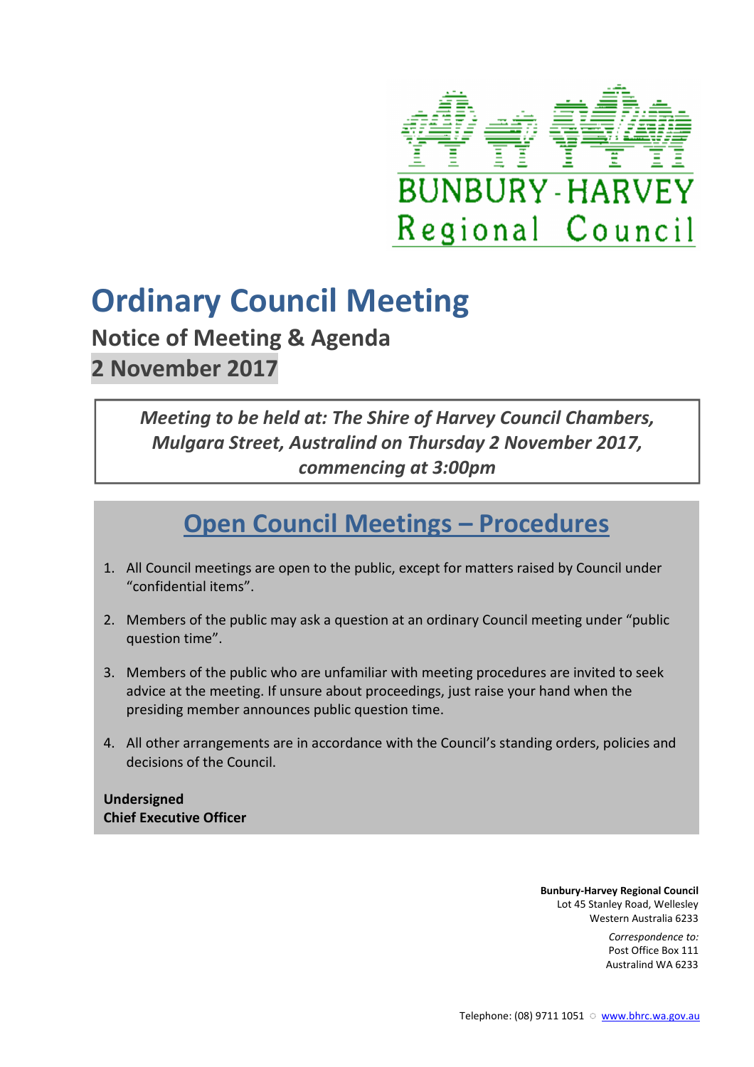BUNBURY - HARVEY
Regional Council

# Ordinary Council Meeting

## Notice of Meeting & Agenda

## 2 November 2017

*Meeting to be held at: The Shire of Harvey Council Chambers, Mulgara Street, Australind on Thursday 2 November 2017, commencing at 3:00pm*

## Open Council Meetings – Procedures

1. All Council meetings are open to the public, except for matters raised by Council under "confidential items".
2. Members of the public may ask a question at an ordinary Council meeting under "public question time".
3. Members of the public who are unfamiliar with meeting procedures are invited to seek advice at the meeting. If unsure about proceedings, just raise your hand when the presiding member announces public question time.
4. All other arrangements are in accordance with the Council's standing orders, policies and decisions of the Council.

**Undersigned**
**Chief Executive Officer**

**Bunbury-Harvey Regional Council**
Lot 45 Stanley Road, Wellesley
Western Australia 6233

*Correspondence to:*
Post Office Box 111
Australind WA 6233

Telephone: (08) 9711 1051 ○ www.bhrc.wa.gov.au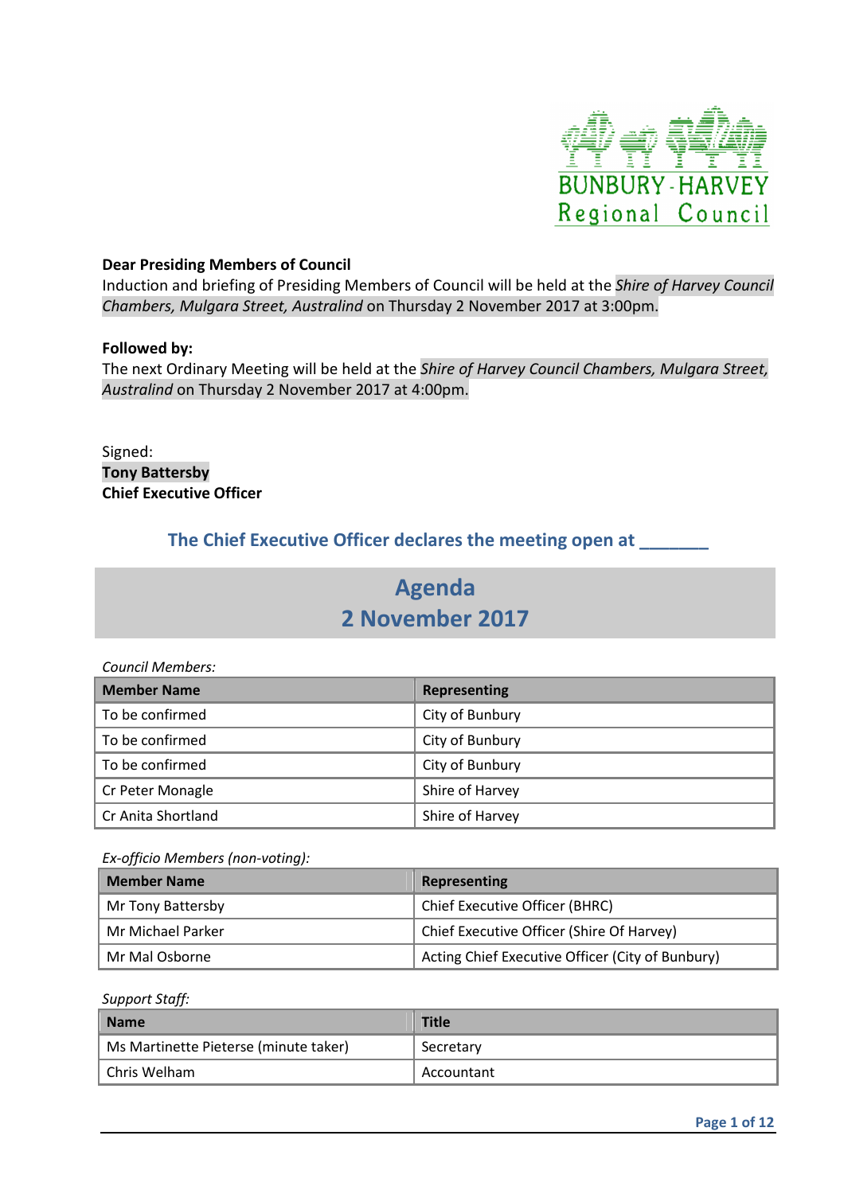**Dear Presiding Members of Council**
Induction and briefing of Presiding Members of Council will be held at the *Shire of Harvey Council Chambers, Mulgara Street, Australind* on Thursday 2 November 2017 at 3:00pm.

**Followed by:**
The next Ordinary Meeting will be held at the *Shire of Harvey Council Chambers, Mulgara Street, Australind* on Thursday 2 November 2017 at 4:00pm.

Signed:
**Tony Battersby**
**Chief Executive Officer**

### The Chief Executive Officer declares the meeting open at _______

# Agenda
# 2 November 2017

*Council Members:*

| Member Name | Representing |
|---|---|
| To be confirmed | City of Bunbury |
| To be confirmed | City of Bunbury |
| To be confirmed | City of Bunbury |
| Cr Peter Monagle | Shire of Harvey |
| Cr Anita Shortland | Shire of Harvey |

*Ex-officio Members (non-voting):*

| Member Name | Representing |
|---|---|
| Mr Tony Battersby | Chief Executive Officer (BHRC) |
| Mr Michael Parker | Chief Executive Officer (Shire Of Harvey) |
| Mr Mal Osborne | Acting Chief Executive Officer (City of Bunbury) |

*Support Staff:*

| Name | Title |
|---|---|
| Ms Martinette Pieterse (minute taker) | Secretary |
| Chris Welham | Accountant |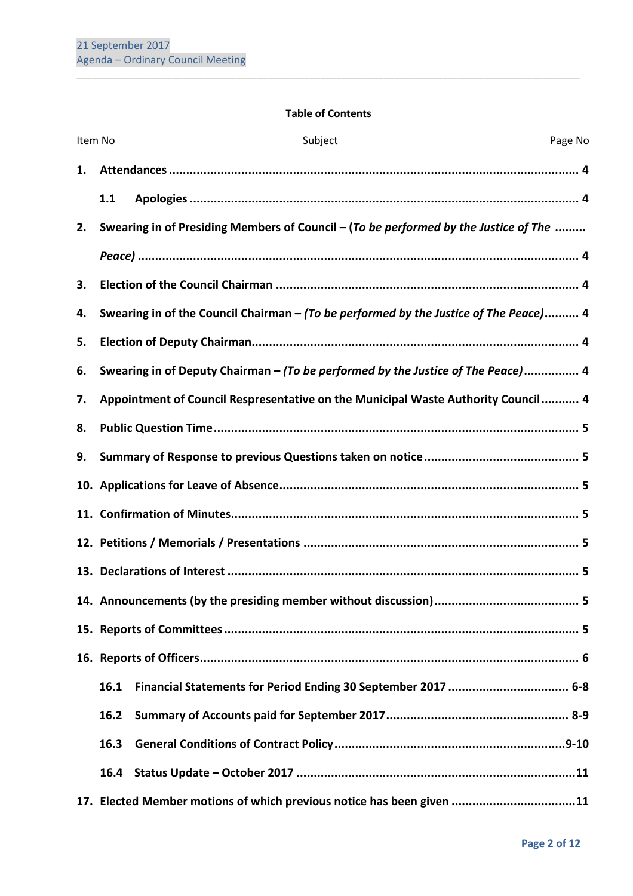**Table of Contents**

| Item No | Subject | Page No |
|---|---|---|
| **1.** | **Attendances** | **4** |
| **1.1** | **Apologies** | **4** |
| **2.** | **Swearing in of Presiding Members of Council – (*To be performed by the Justice of The Peace)*** | **4** |
| **3.** | **Election of the Council Chairman** | **4** |
| **4.** | **Swearing in of the Council Chairman – *(To be performed by the Justice of The Peace)*** | **4** |
| **5.** | **Election of Deputy Chairman** | **4** |
| **6.** | **Swearing in of Deputy Chairman – *(To be performed by the Justice of The Peace)*** | **4** |
| **7.** | **Appointment of Council Respresentative on the Municipal Waste Authority Council** | **4** |
| **8.** | **Public Question Time** | **5** |
| **9.** | **Summary of Response to previous Questions taken on notice** | **5** |
| **10.** | **Applications for Leave of Absence** | **5** |
| **11.** | **Confirmation of Minutes** | **5** |
| **12.** | **Petitions / Memorials / Presentations** | **5** |
| **13.** | **Declarations of Interest** | **5** |
| **14.** | **Announcements (by the presiding member without discussion)** | **5** |
| **15.** | **Reports of Committees** | **5** |
| **16.** | **Reports of Officers** | **6** |
| **16.1** | **Financial Statements for Period Ending 30 September 2017** | **6-8** |
| **16.2** | **Summary of Accounts paid for September 2017** | **8-9** |
| **16.3** | **General Conditions of Contract Policy** | **9-10** |
| **16.4** | **Status Update – October 2017** | **11** |
| **17.** | **Elected Member motions of which previous notice has been given** | **11** |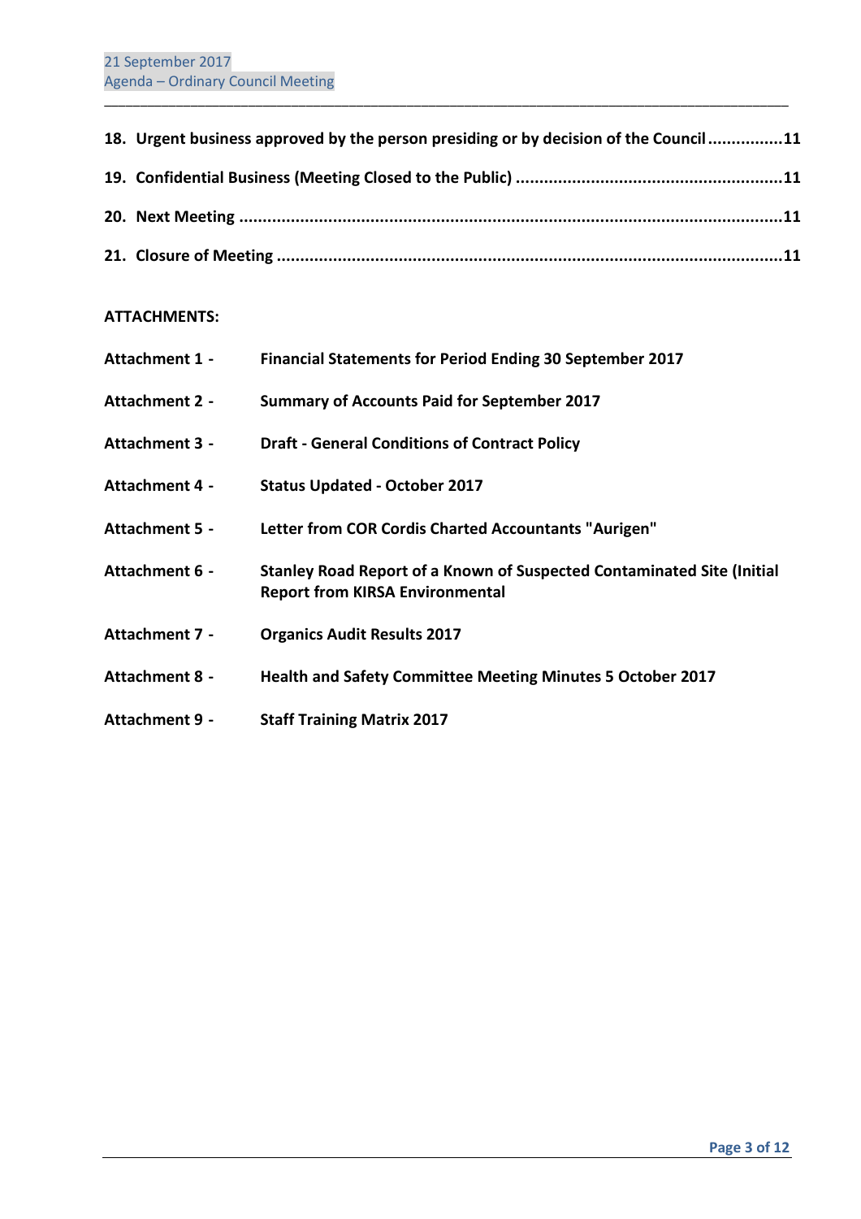**18. Urgent business approved by the person presiding or by decision of the Council................11**

**19. Confidential Business (Meeting Closed to the Public) ........................................................11**

**20. Next Meeting ..................................................................................................................11**

**21. Closure of Meeting .........................................................................................................11**

**ATTACHMENTS:**

**Attachment 1 -** **Financial Statements for Period Ending 30 September 2017**

**Attachment 2 -** **Summary of Accounts Paid for September 2017**

**Attachment 3 -** **Draft - General Conditions of Contract Policy**

**Attachment 4 -** **Status Updated - October 2017**

**Attachment 5 -** **Letter from COR Cordis Charted Accountants "Aurigen"**

**Attachment 6 -** **Stanley Road Report of a Known of Suspected Contaminated Site (Initial Report from KIRSA Environmental**

**Attachment 7 -** **Organics Audit Results 2017**

**Attachment 8 -** **Health and Safety Committee Meeting Minutes 5 October 2017**

**Attachment 9 -** **Staff Training Matrix 2017**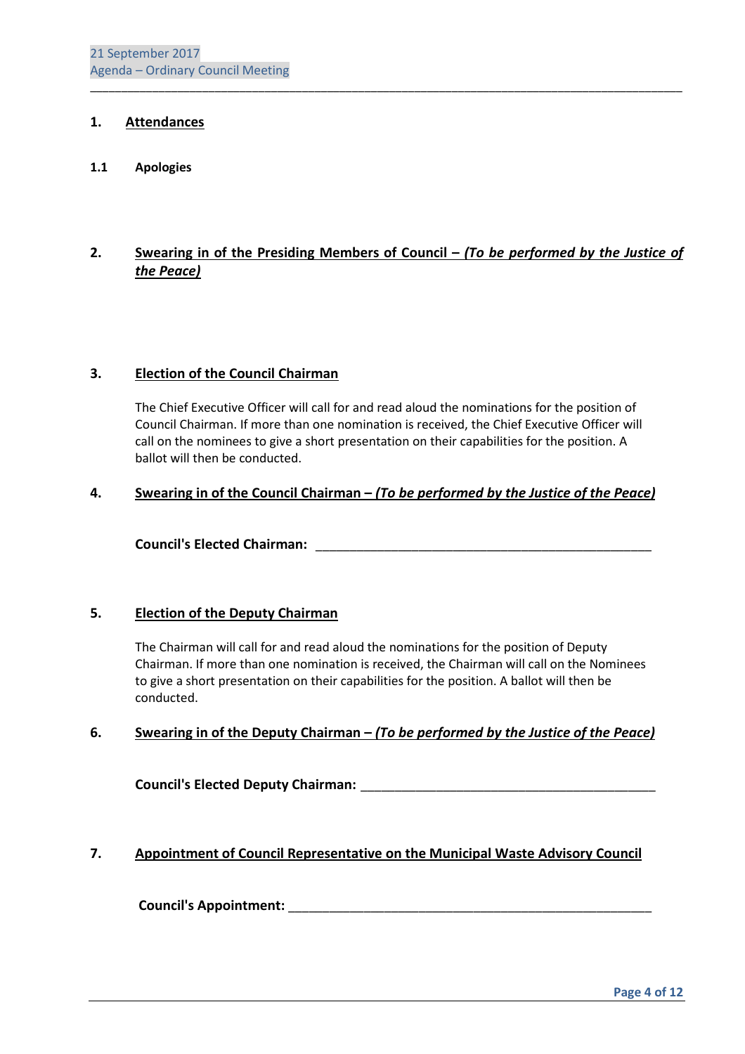## 1. Attendances

### 1.1 Apologies

## 2. Swearing in of the Presiding Members of Council – *(To be performed by the Justice of the Peace)*

## 3. Election of the Council Chairman

The Chief Executive Officer will call for and read aloud the nominations for the position of Council Chairman. If more than one nomination is received, the Chief Executive Officer will call on the nominees to give a short presentation on their capabilities for the position. A ballot will then be conducted.

## 4. Swearing in of the Council Chairman – *(To be performed by the Justice of the Peace)*

**Council's Elected Chairman:** _______________________________________________

## 5. Election of the Deputy Chairman

The Chairman will call for and read aloud the nominations for the position of Deputy Chairman. If more than one nomination is received, the Chairman will call on the Nominees to give a short presentation on their capabilities for the position. A ballot will then be conducted.

## 6. Swearing in of the Deputy Chairman – *(To be performed by the Justice of the Peace)*

**Council's Elected Deputy Chairman:** _________________________________________

## 7. Appointment of Council Representative on the Municipal Waste Advisory Council

**Council's Appointment:** ___________________________________________________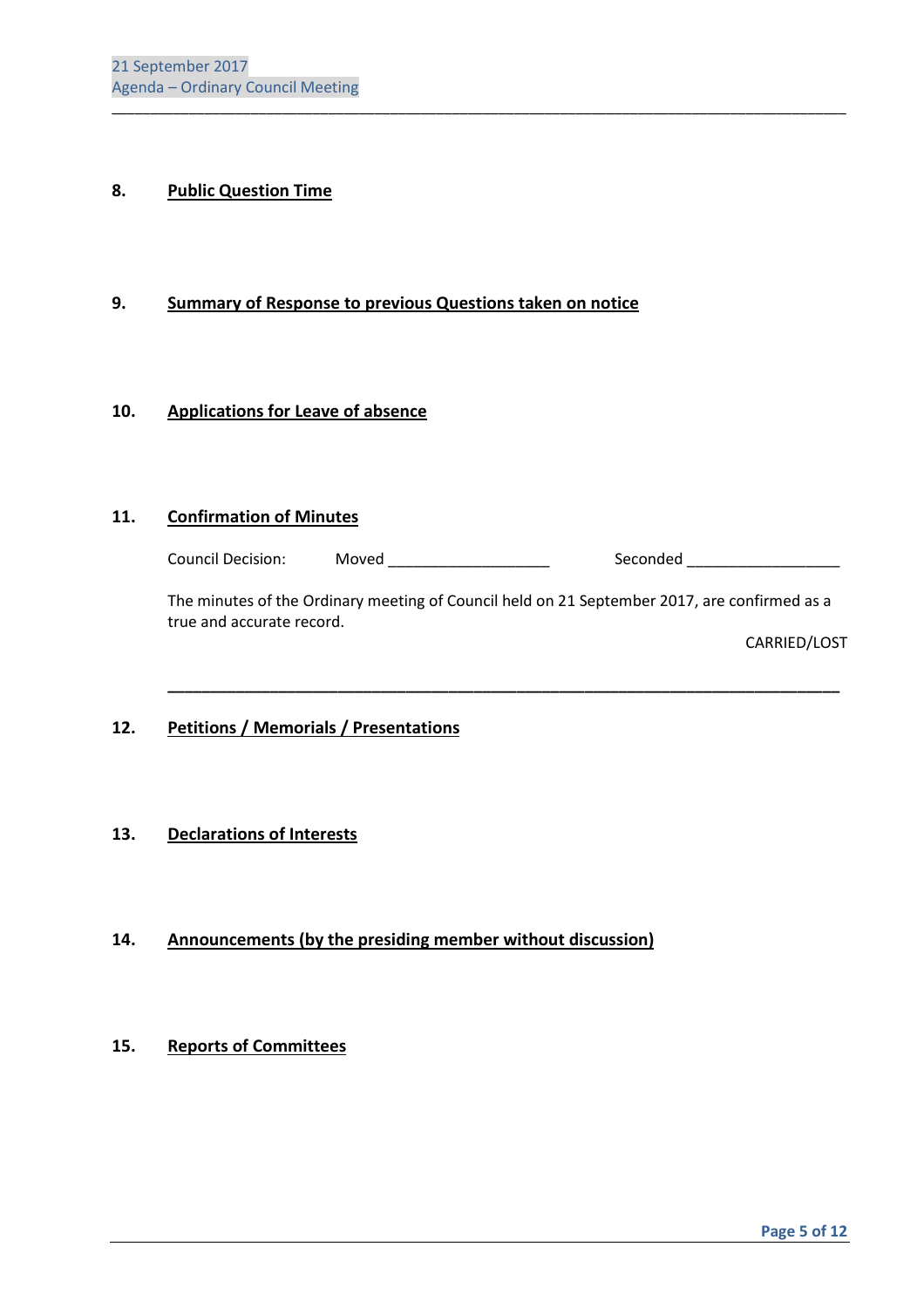## 8. Public Question Time

## 9. Summary of Response to previous Questions taken on notice

## 10. Applications for Leave of absence

## 11. Confirmation of Minutes

Council Decision: Moved ___________________ Seconded __________________

The minutes of the Ordinary meeting of Council held on 21 September 2017, are confirmed as a true and accurate record.

CARRIED/LOST

---

## 12. Petitions / Memorials / Presentations

## 13. Declarations of Interests

## 14. Announcements (by the presiding member without discussion)

## 15. Reports of Committees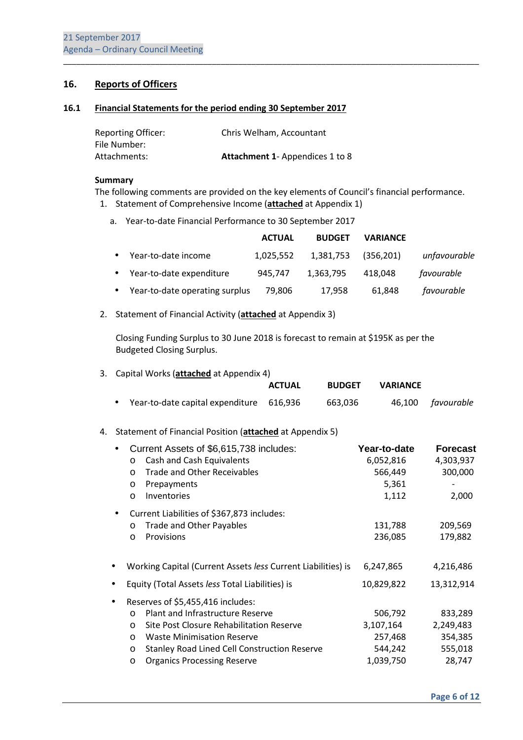## 16. Reports of Officers

### 16.1 Financial Statements for the period ending 30 September 2017

Reporting Officer: Chris Welham, Accountant
File Number:
Attachments: **Attachment 1**- Appendices 1 to 8

**Summary**

The following comments are provided on the key elements of Council's financial performance.

1. Statement of Comprehensive Income (**attached** at Appendix 1)

   a. Year-to-date Financial Performance to 30 September 2017

| | ACTUAL | BUDGET | VARIANCE | |
|---|---|---|---|---|
| • Year-to-date income | 1,025,552 | 1,381,753 | (356,201) | *unfavourable* |
| • Year-to-date expenditure | 945,747 | 1,363,795 | 418,048 | *favourable* |
| • Year-to-date operating surplus | 79,806 | 17,958 | 61,848 | *favourable* |

2. Statement of Financial Activity (**attached** at Appendix 3)

   Closing Funding Surplus to 30 June 2018 is forecast to remain at $195K as per the Budgeted Closing Surplus.

3. Capital Works (**attached** at Appendix 4)

| | ACTUAL | BUDGET | VARIANCE | |
|---|---|---|---|---|
| • Year-to-date capital expenditure | 616,936 | 663,036 | 46,100 | *favourable* |

4. Statement of Financial Position (**attached** at Appendix 5)

| | Year-to-date | Forecast |
|---|---|---|
| • Current Assets of $6,615,738 includes: | | |
| o Cash and Cash Equivalents | 6,052,816 | 4,303,937 |
| o Trade and Other Receivables | 566,449 | 300,000 |
| o Prepayments | 5,361 | - |
| o Inventories | 1,112 | 2,000 |
| • Current Liabilities of $367,873 includes: | | |
| o Trade and Other Payables | 131,788 | 209,569 |
| o Provisions | 236,085 | 179,882 |
| • Working Capital (Current Assets *less* Current Liabilities) is | 6,247,865 | 4,216,486 |
| • Equity (Total Assets *less* Total Liabilities) is | 10,829,822 | 13,312,914 |
| • Reserves of $5,455,416 includes: | | |
| o Plant and Infrastructure Reserve | 506,792 | 833,289 |
| o Site Post Closure Rehabilitation Reserve | 3,107,164 | 2,249,483 |
| o Waste Minimisation Reserve | 257,468 | 354,385 |
| o Stanley Road Lined Cell Construction Reserve | 544,242 | 555,018 |
| o Organics Processing Reserve | 1,039,750 | 28,747 |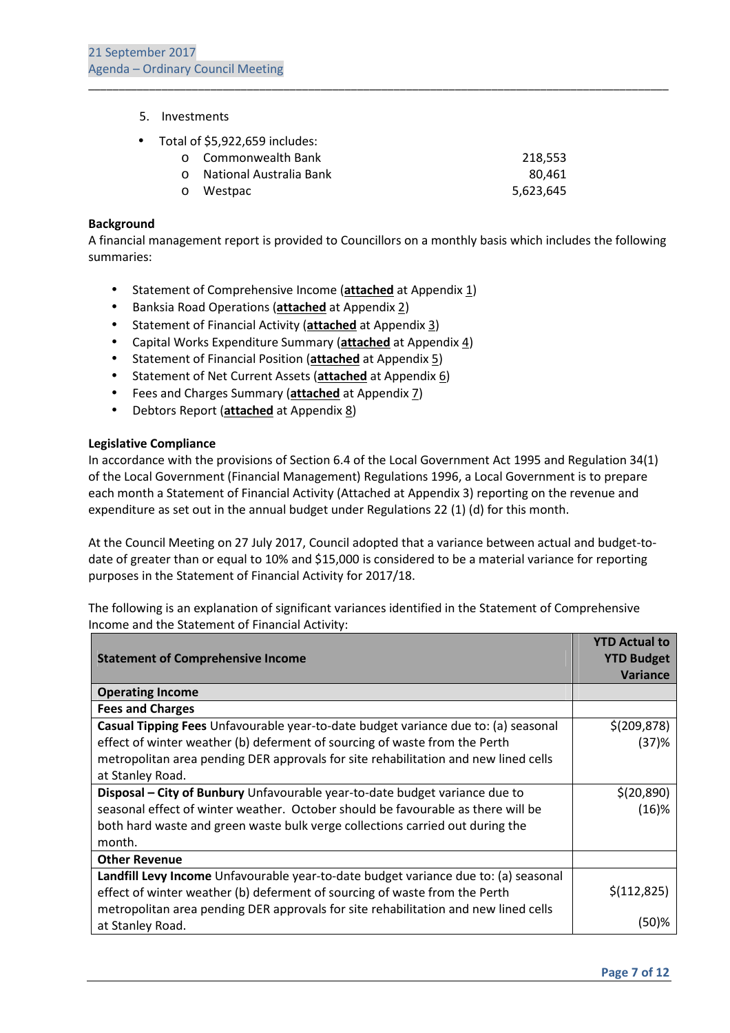5. Investments

- Total of $5,922,659 includes:
  - Commonwealth Bank 218,553
  - National Australia Bank 80,461
  - Westpac 5,623,645

**Background**

A financial management report is provided to Councillors on a monthly basis which includes the following summaries:

- Statement of Comprehensive Income (**attached** at Appendix 1)
- Banksia Road Operations (**attached** at Appendix 2)
- Statement of Financial Activity (**attached** at Appendix 3)
- Capital Works Expenditure Summary (**attached** at Appendix 4)
- Statement of Financial Position (**attached** at Appendix 5)
- Statement of Net Current Assets (**attached** at Appendix 6)
- Fees and Charges Summary (**attached** at Appendix 7)
- Debtors Report (**attached** at Appendix 8)

**Legislative Compliance**

In accordance with the provisions of Section 6.4 of the Local Government Act 1995 and Regulation 34(1) of the Local Government (Financial Management) Regulations 1996, a Local Government is to prepare each month a Statement of Financial Activity (Attached at Appendix 3) reporting on the revenue and expenditure as set out in the annual budget under Regulations 22 (1) (d) for this month.

At the Council Meeting on 27 July 2017, Council adopted that a variance between actual and budget-to-date of greater than or equal to 10% and $15,000 is considered to be a material variance for reporting purposes in the Statement of Financial Activity for 2017/18.

The following is an explanation of significant variances identified in the Statement of Comprehensive Income and the Statement of Financial Activity:

| Statement of Comprehensive Income | YTD Actual to YTD Budget Variance |
|---|---|
| **Operating Income** | |
| **Fees and Charges** | |
| **Casual Tipping Fees** Unfavourable year-to-date budget variance due to: (a) seasonal effect of winter weather (b) deferment of sourcing of waste from the Perth metropolitan area pending DER approvals for site rehabilitation and new lined cells at Stanley Road. | $(209,878) (37)% |
| **Disposal – City of Bunbury** Unfavourable year-to-date budget variance due to seasonal effect of winter weather. October should be favourable as there will be both hard waste and green waste bulk verge collections carried out during the month. | $(20,890) (16)% |
| **Other Revenue** | |
| **Landfill Levy Income** Unfavourable year-to-date budget variance due to: (a) seasonal effect of winter weather (b) deferment of sourcing of waste from the Perth metropolitan area pending DER approvals for site rehabilitation and new lined cells at Stanley Road. | $(112,825) (50)% |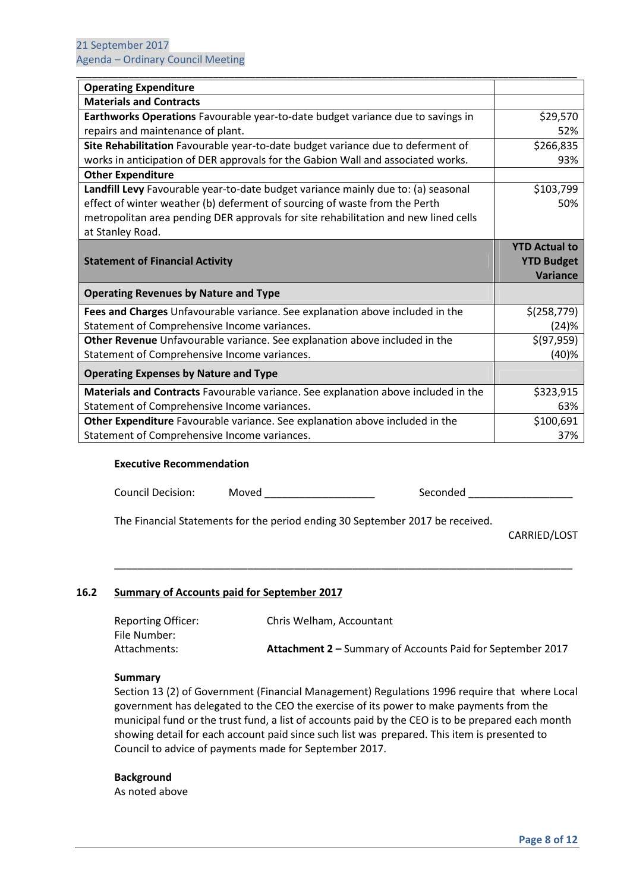| Operating Expenditure | |
|---|---|
| **Materials and Contracts** | |
| **Earthworks Operations** Favourable year-to-date budget variance due to savings in repairs and maintenance of plant. | $29,570 52% |
| **Site Rehabilitation** Favourable year-to-date budget variance due to deferment of works in anticipation of DER approvals for the Gabion Wall and associated works. | $266,835 93% |
| **Other Expenditure** | |
| **Landfill Levy** Favourable year-to-date budget variance mainly due to: (a) seasonal effect of winter weather (b) deferment of sourcing of waste from the Perth metropolitan area pending DER approvals for site rehabilitation and new lined cells at Stanley Road. | $103,799 50% |

| Statement of Financial Activity | YTD Actual to YTD Budget Variance |
|---|---|
| **Operating Revenues by Nature and Type** | |
| **Fees and Charges** Unfavourable variance. See explanation above included in the Statement of Comprehensive Income variances. | $(258,779) (24)% |
| **Other Revenue** Unfavourable variance. See explanation above included in the Statement of Comprehensive Income variances. | $(97,959) (40)% |
| **Operating Expenses by Nature and Type** | |
| **Materials and Contracts** Favourable variance. See explanation above included in the Statement of Comprehensive Income variances. | $323,915 63% |
| **Other Expenditure** Favourable variance. See explanation above included in the Statement of Comprehensive Income variances. | $100,691 37% |

**Executive Recommendation**

Council Decision: Moved ___________________ Seconded __________________

The Financial Statements for the period ending 30 September 2017 be received.

CARRIED/LOST

## 16.2 Summary of Accounts paid for September 2017

Reporting Officer: Chris Welham, Accountant
File Number:
Attachments: **Attachment 2 –** Summary of Accounts Paid for September 2017

**Summary**

Section 13 (2) of Government (Financial Management) Regulations 1996 require that where Local government has delegated to the CEO the exercise of its power to make payments from the municipal fund or the trust fund, a list of accounts paid by the CEO is to be prepared each month showing detail for each account paid since such list was prepared. This item is presented to Council to advice of payments made for September 2017.

**Background**

As noted above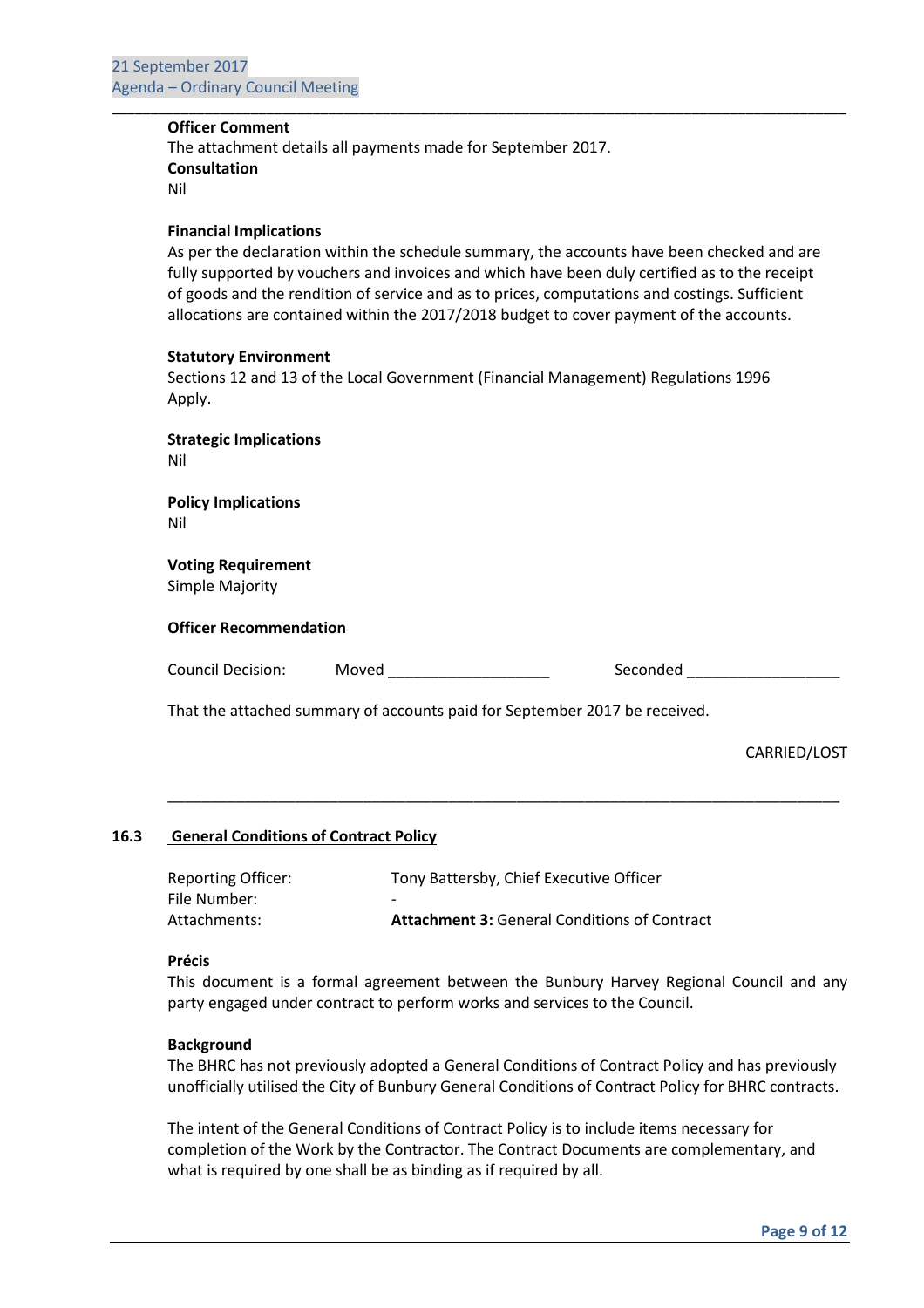**Officer Comment**

The attachment details all payments made for September 2017.

**Consultation**

Nil

**Financial Implications**

As per the declaration within the schedule summary, the accounts have been checked and are fully supported by vouchers and invoices and which have been duly certified as to the receipt of goods and the rendition of service and as to prices, computations and costings. Sufficient allocations are contained within the 2017/2018 budget to cover payment of the accounts.

**Statutory Environment**

Sections 12 and 13 of the Local Government (Financial Management) Regulations 1996 Apply.

**Strategic Implications**

Nil

**Policy Implications**

Nil

**Voting Requirement**

Simple Majority

**Officer Recommendation**

Council Decision: Moved ___________________ Seconded __________________

That the attached summary of accounts paid for September 2017 be received.

CARRIED/LOST

---

## 16.3 General Conditions of Contract Policy

| | |
|---|---|
| Reporting Officer: | Tony Battersby, Chief Executive Officer |
| File Number: | - |
| Attachments: | **Attachment 3:** General Conditions of Contract |

**Précis**

This document is a formal agreement between the Bunbury Harvey Regional Council and any party engaged under contract to perform works and services to the Council.

**Background**

The BHRC has not previously adopted a General Conditions of Contract Policy and has previously unofficially utilised the City of Bunbury General Conditions of Contract Policy for BHRC contracts.

The intent of the General Conditions of Contract Policy is to include items necessary for completion of the Work by the Contractor. The Contract Documents are complementary, and what is required by one shall be as binding as if required by all.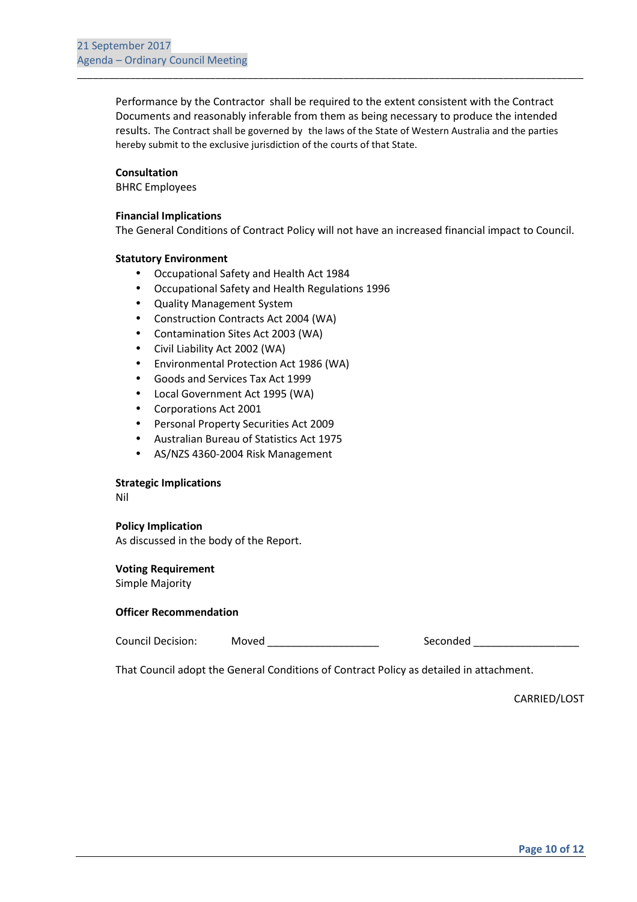Performance by the Contractor shall be required to the extent consistent with the Contract Documents and reasonably inferable from them as being necessary to produce the intended results. The Contract shall be governed by the laws of the State of Western Australia and the parties hereby submit to the exclusive jurisdiction of the courts of that State.

**Consultation**
BHRC Employees

**Financial Implications**
The General Conditions of Contract Policy will not have an increased financial impact to Council.

**Statutory Environment**

- Occupational Safety and Health Act 1984
- Occupational Safety and Health Regulations 1996
- Quality Management System
- Construction Contracts Act 2004 (WA)
- Contamination Sites Act 2003 (WA)
- Civil Liability Act 2002 (WA)
- Environmental Protection Act 1986 (WA)
- Goods and Services Tax Act 1999
- Local Government Act 1995 (WA)
- Corporations Act 2001
- Personal Property Securities Act 2009
- Australian Bureau of Statistics Act 1975
- AS/NZS 4360-2004 Risk Management

**Strategic Implications**
Nil

**Policy Implication**
As discussed in the body of the Report.

**Voting Requirement**
Simple Majority

**Officer Recommendation**

Council Decision: Moved ___________________ Seconded __________________

That Council adopt the General Conditions of Contract Policy as detailed in attachment.

CARRIED/LOST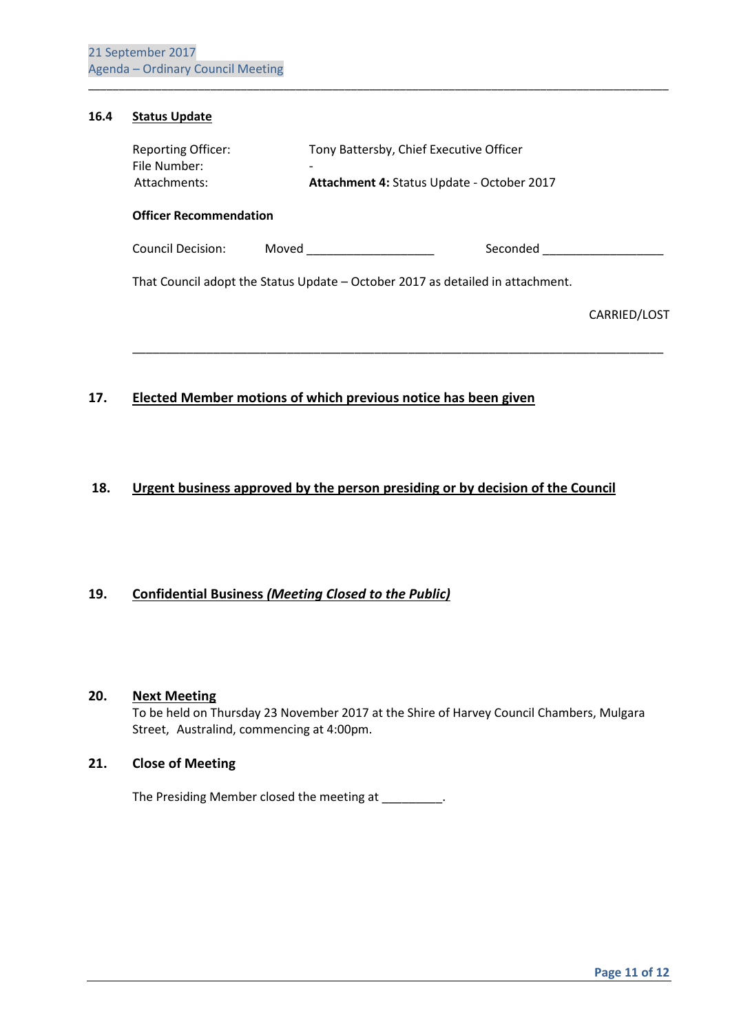### 16.4 Status Update

Reporting Officer: Tony Battersby, Chief Executive Officer
File Number: -
Attachments: **Attachment 4:** Status Update - October 2017

**Officer Recommendation**

Council Decision: Moved ___________________ Seconded __________________

That Council adopt the Status Update – October 2017 as detailed in attachment.

CARRIED/LOST

---

## 17. Elected Member motions of which previous notice has been given

## 18. Urgent business approved by the person presiding or by decision of the Council

## 19. Confidential Business *(Meeting Closed to the Public)*

## 20. Next Meeting

To be held on Thursday 23 November 2017 at the Shire of Harvey Council Chambers, Mulgara Street, Australind, commencing at 4:00pm.

## 21. Close of Meeting

The Presiding Member closed the meeting at _________.